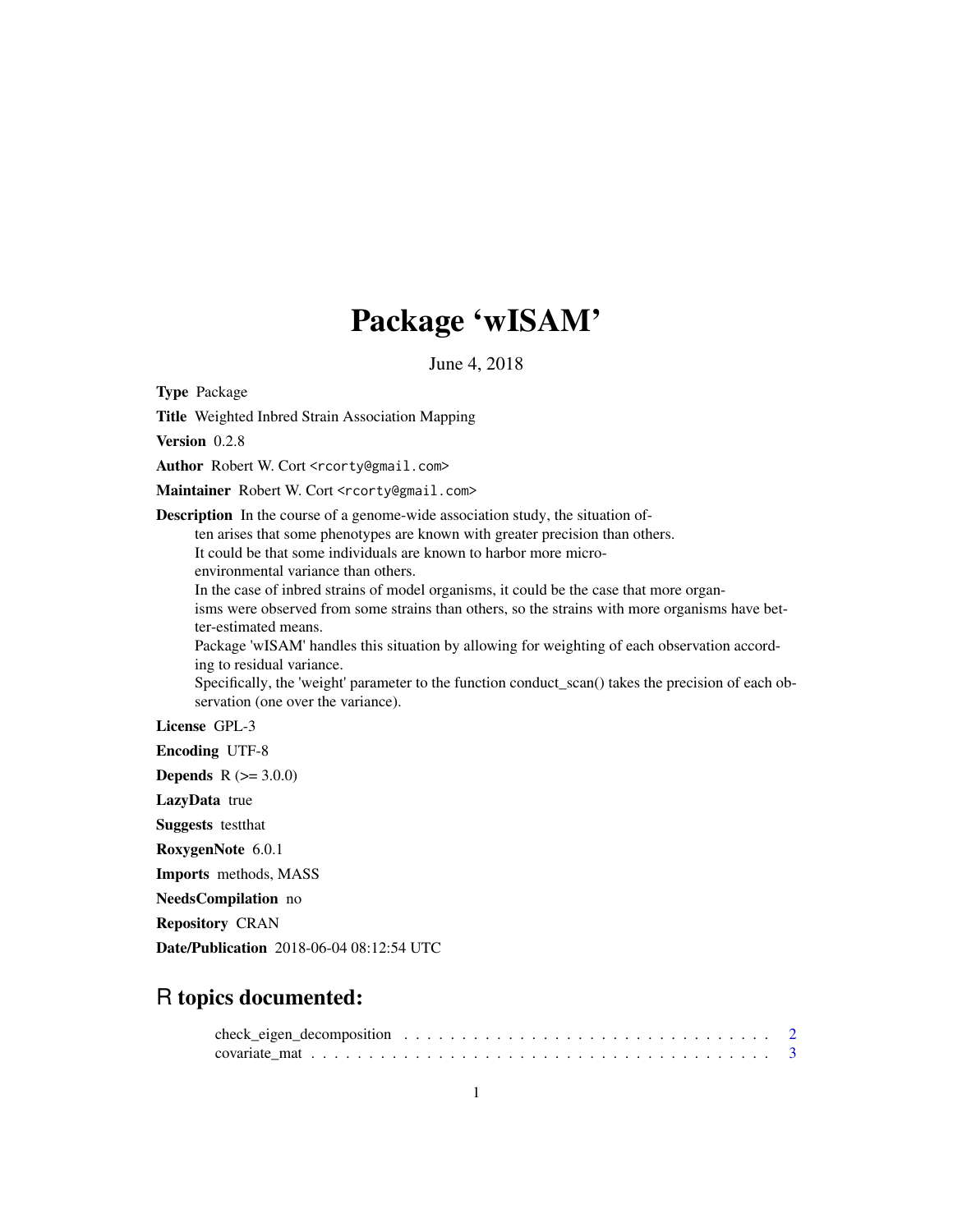# Package 'wISAM'

June 4, 2018

**Type** Package

**Title** Weighted Inbred Strain Association Mapping

**Version** 0.2.8

**Author** Robert W. Cort <rcorty@gmail.com>

**Maintainer** Robert W. Cort <rcorty@gmail.com>

**Description** In the course of a genome-wide association study, the situation often arises that some phenotypes are known with greater precision than others. It could be that some individuals are known to harbor more micro-environmental variance than others. In the case of inbred strains of model organisms, it could be the case that more organisms were observed from some strains than others, so the strains with more organisms have better-estimated means. Package 'wISAM' handles this situation by allowing for weighting of each observation according to residual variance. Specifically, the 'weight' parameter to the function conduct_scan() takes the precision of each observation (one over the variance).

**License** GPL-3

**Encoding** UTF-8

**Depends** R (>= 3.0.0)

**LazyData** true

**Suggests** testthat

**RoxygenNote** 6.0.1

**Imports** methods, MASS

**NeedsCompilation** no

**Repository** CRAN

**Date/Publication** 2018-06-04 08:12:54 UTC

## R topics documented:

check_eigen_decomposition . . . . . . . . . . . . . . . . . . . . . . . . . . . . . . . . 2
covariate_mat . . . . . . . . . . . . . . . . . . . . . . . . . . . . . . . . . . . . . . . 3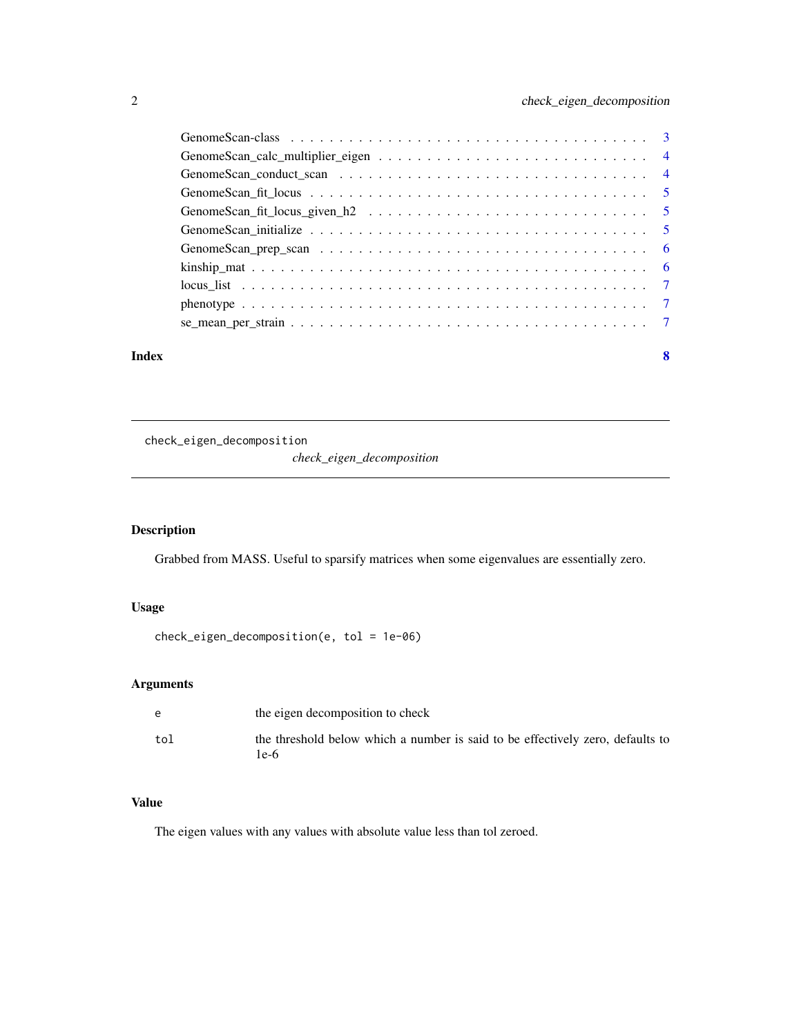GenomeScan-class . . . . . . . . . . . . . . . . . . . . . . . . . . . . . . . . . . . 3
GenomeScan_calc_multiplier_eigen . . . . . . . . . . . . . . . . . . . . . . . . . . 4
GenomeScan_conduct_scan . . . . . . . . . . . . . . . . . . . . . . . . . . . . . . 4
GenomeScan_fit_locus . . . . . . . . . . . . . . . . . . . . . . . . . . . . . . . . . 5
GenomeScan_fit_locus_given_h2 . . . . . . . . . . . . . . . . . . . . . . . . . . . 5
GenomeScan_initialize . . . . . . . . . . . . . . . . . . . . . . . . . . . . . . . . 5
GenomeScan_prep_scan . . . . . . . . . . . . . . . . . . . . . . . . . . . . . . . . 6
kinship_mat . . . . . . . . . . . . . . . . . . . . . . . . . . . . . . . . . . . . . . 6
locus_list . . . . . . . . . . . . . . . . . . . . . . . . . . . . . . . . . . . . . . 7
phenotype . . . . . . . . . . . . . . . . . . . . . . . . . . . . . . . . . . . . . . 7
se_mean_per_strain . . . . . . . . . . . . . . . . . . . . . . . . . . . . . . . . . 7

**Index** **8**

---

`check_eigen_decomposition` *check_eigen_decomposition*

---

## Description

Grabbed from MASS. Useful to sparsify matrices when some eigenvalues are essentially zero.

## Usage

```
check_eigen_decomposition(e, tol = 1e-06)
```

## Arguments

| | |
|---|---|
| e | the eigen decomposition to check |
| tol | the threshold below which a number is said to be effectively zero, defaults to 1e-6 |

## Value

The eigen values with any values with absolute value less than tol zeroed.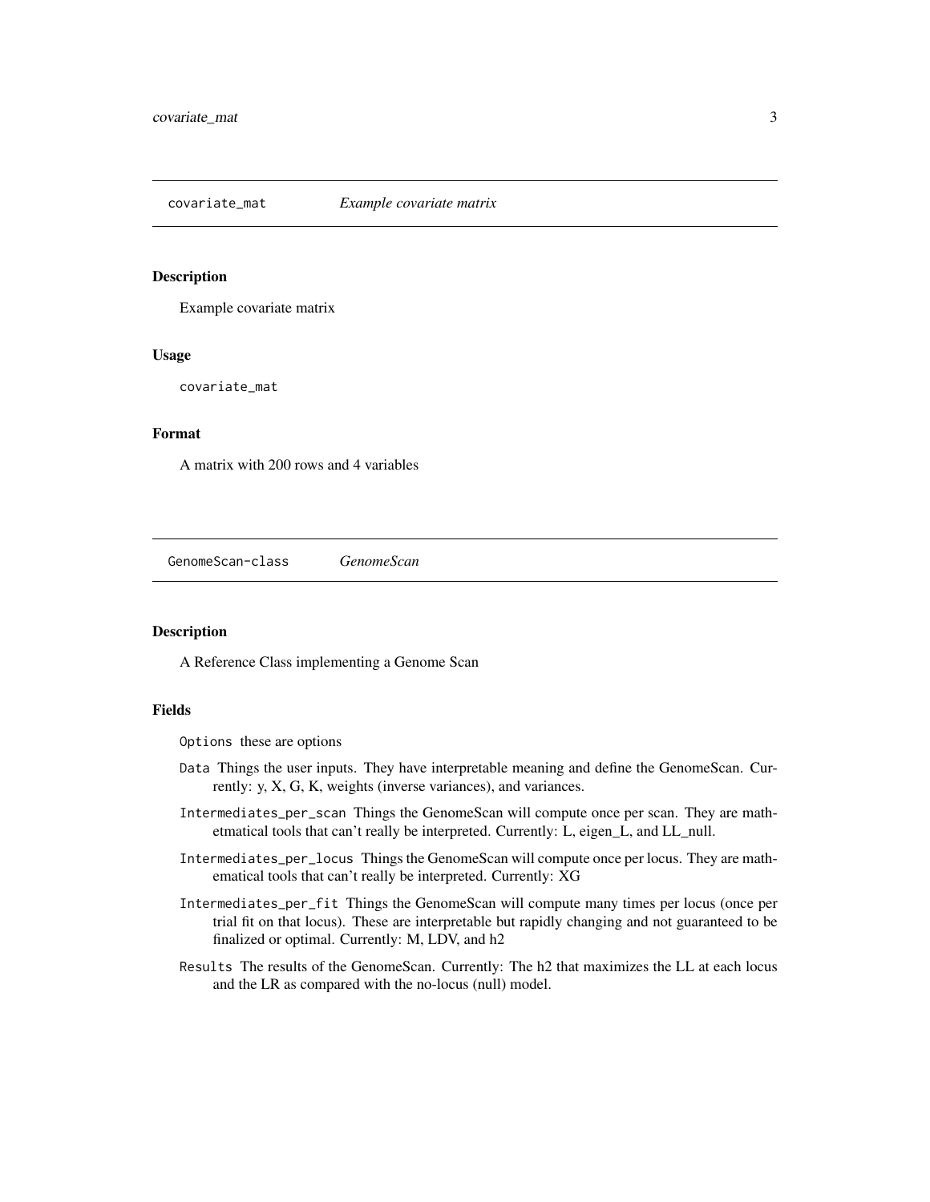## covariate_mat *Example covariate matrix*

### Description

Example covariate matrix

### Usage

```
covariate_mat
```

### Format

A matrix with 200 rows and 4 variables

## GenomeScan-class *GenomeScan*

### Description

A Reference Class implementing a Genome Scan

### Fields

`Options` these are options

`Data` Things the user inputs. They have interpretable meaning and define the GenomeScan. Currently: y, X, G, K, weights (inverse variances), and variances.

`Intermediates_per_scan` Things the GenomeScan will compute once per scan. They are mathetmatical tools that can't really be interpreted. Currently: L, eigen_L, and LL_null.

`Intermediates_per_locus` Things the GenomeScan will compute once per locus. They are mathematical tools that can't really be interpreted. Currently: XG

`Intermediates_per_fit` Things the GenomeScan will compute many times per locus (once per trial fit on that locus). These are interpretable but rapidly changing and not guaranteed to be finalized or optimal. Currently: M, LDV, and h2

`Results` The results of the GenomeScan. Currently: The h2 that maximizes the LL at each locus and the LR as compared with the no-locus (null) model.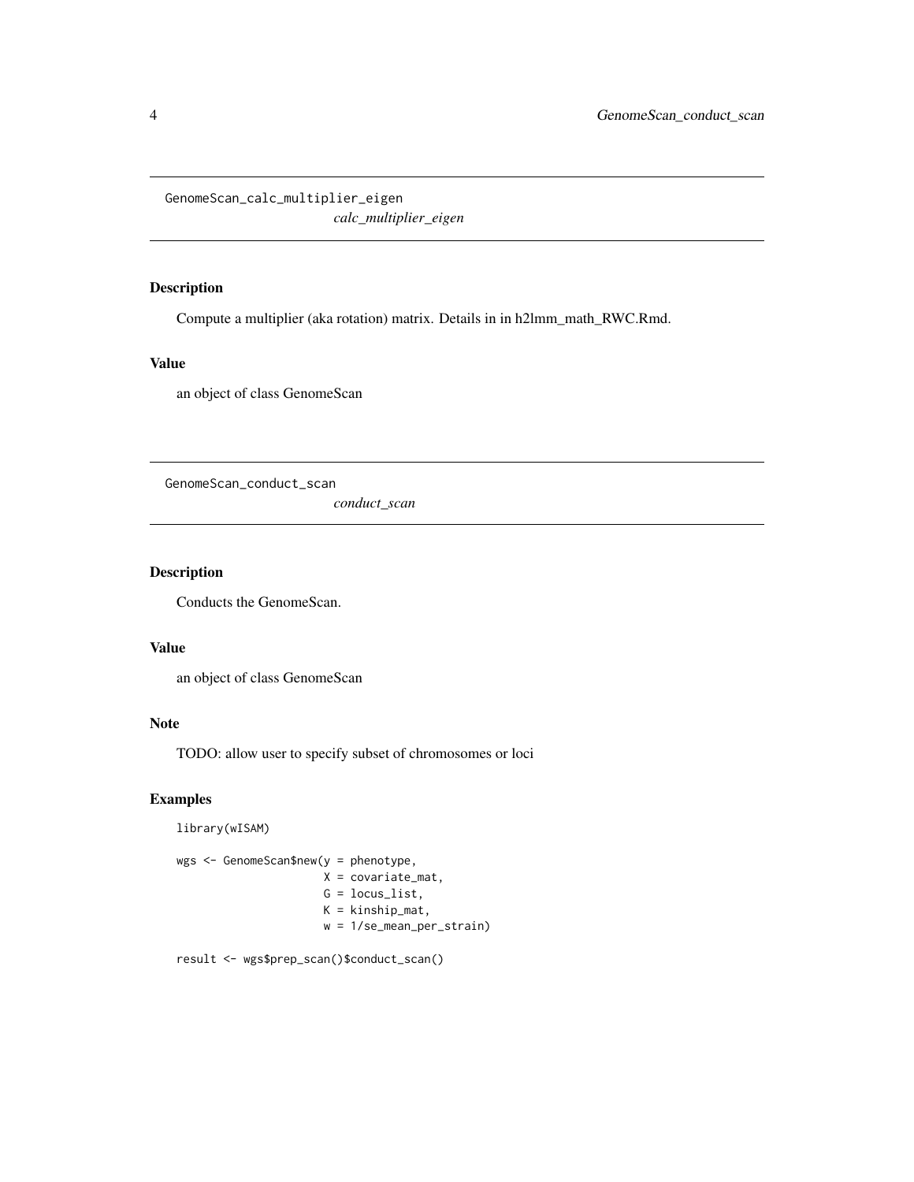## GenomeScan_calc_multiplier_eigen

*calc_multiplier_eigen*

### Description

Compute a multiplier (aka rotation) matrix. Details in in h2lmm_math_RWC.Rmd.

### Value

an object of class GenomeScan

## GenomeScan_conduct_scan

*conduct_scan*

### Description

Conducts the GenomeScan.

### Value

an object of class GenomeScan

### Note

TODO: allow user to specify subset of chromosomes or loci

### Examples

```
library(wISAM)

wgs <- GenomeScan$new(y = phenotype,
                      X = covariate_mat,
                      G = locus_list,
                      K = kinship_mat,
                      w = 1/se_mean_per_strain)

result <- wgs$prep_scan()$conduct_scan()
```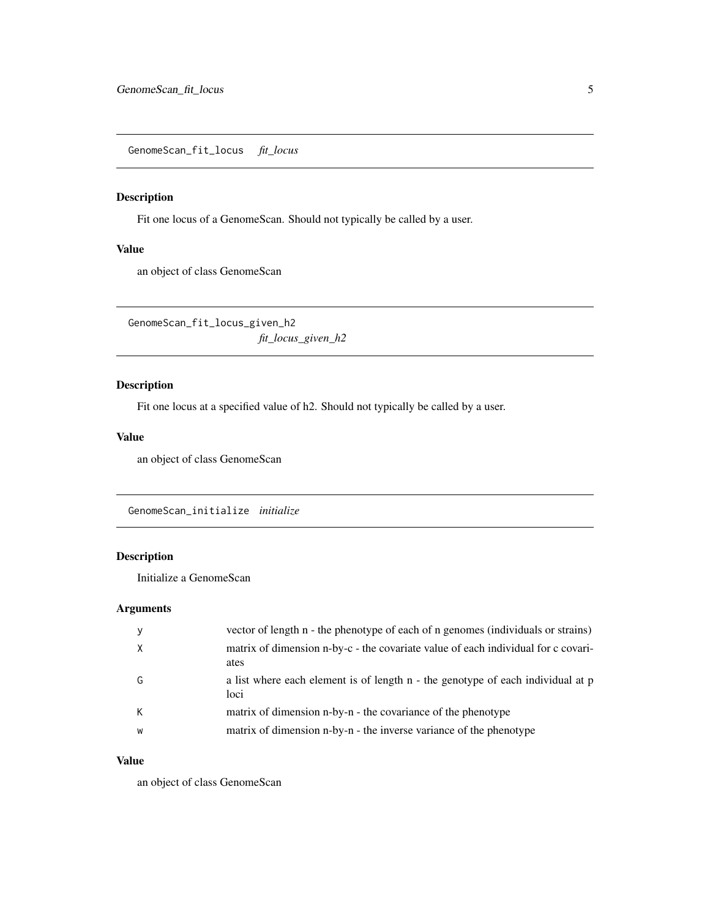## GenomeScan_fit_locus *fit_locus*

### Description

Fit one locus of a GenomeScan. Should not typically be called by a user.

### Value

an object of class GenomeScan

## GenomeScan_fit_locus_given_h2 *fit_locus_given_h2*

### Description

Fit one locus at a specified value of h2. Should not typically be called by a user.

### Value

an object of class GenomeScan

## GenomeScan_initialize *initialize*

### Description

Initialize a GenomeScan

### Arguments

| | |
|---|---|
| y | vector of length n - the phenotype of each of n genomes (individuals or strains) |
| X | matrix of dimension n-by-c - the covariate value of each individual for c covariates |
| G | a list where each element is of length n - the genotype of each individual at p loci |
| K | matrix of dimension n-by-n - the covariance of the phenotype |
| w | matrix of dimension n-by-n - the inverse variance of the phenotype |

### Value

an object of class GenomeScan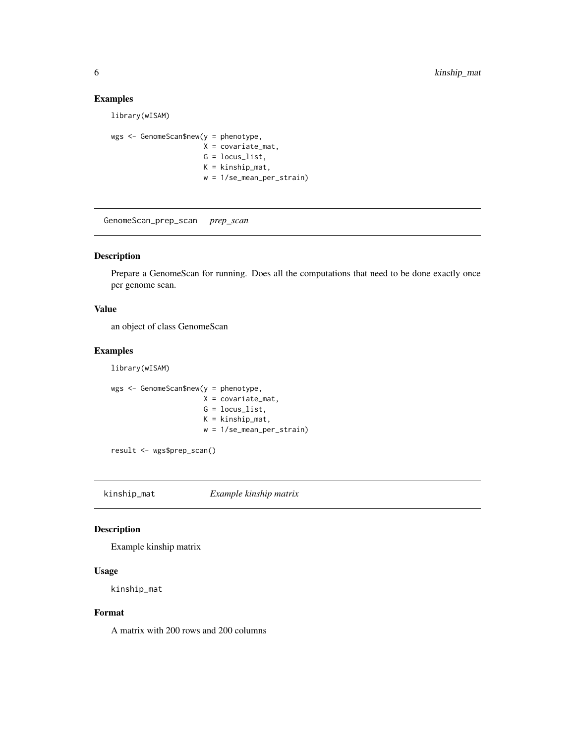### Examples

```
library(wISAM)

wgs <- GenomeScan$new(y = phenotype,
                      X = covariate_mat,
                      G = locus_list,
                      K = kinship_mat,
                      w = 1/se_mean_per_strain)
```

## GenomeScan_prep_scan *prep_scan*

### Description

Prepare a GenomeScan for running. Does all the computations that need to be done exactly once per genome scan.

### Value

an object of class GenomeScan

### Examples

```
library(wISAM)

wgs <- GenomeScan$new(y = phenotype,
                      X = covariate_mat,
                      G = locus_list,
                      K = kinship_mat,
                      w = 1/se_mean_per_strain)

result <- wgs$prep_scan()
```

## kinship_mat *Example kinship matrix*

### Description

Example kinship matrix

### Usage

```
kinship_mat
```

### Format

A matrix with 200 rows and 200 columns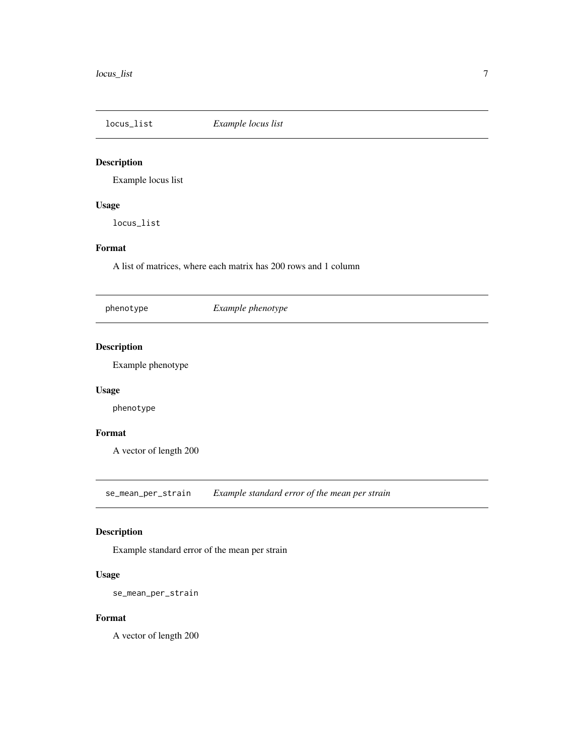## `locus_list` *Example locus list*

### Description

Example locus list

### Usage

```
locus_list
```

### Format

A list of matrices, where each matrix has 200 rows and 1 column

## `phenotype` *Example phenotype*

### Description

Example phenotype

### Usage

```
phenotype
```

### Format

A vector of length 200

## `se_mean_per_strain` *Example standard error of the mean per strain*

### Description

Example standard error of the mean per strain

### Usage

```
se_mean_per_strain
```

### Format

A vector of length 200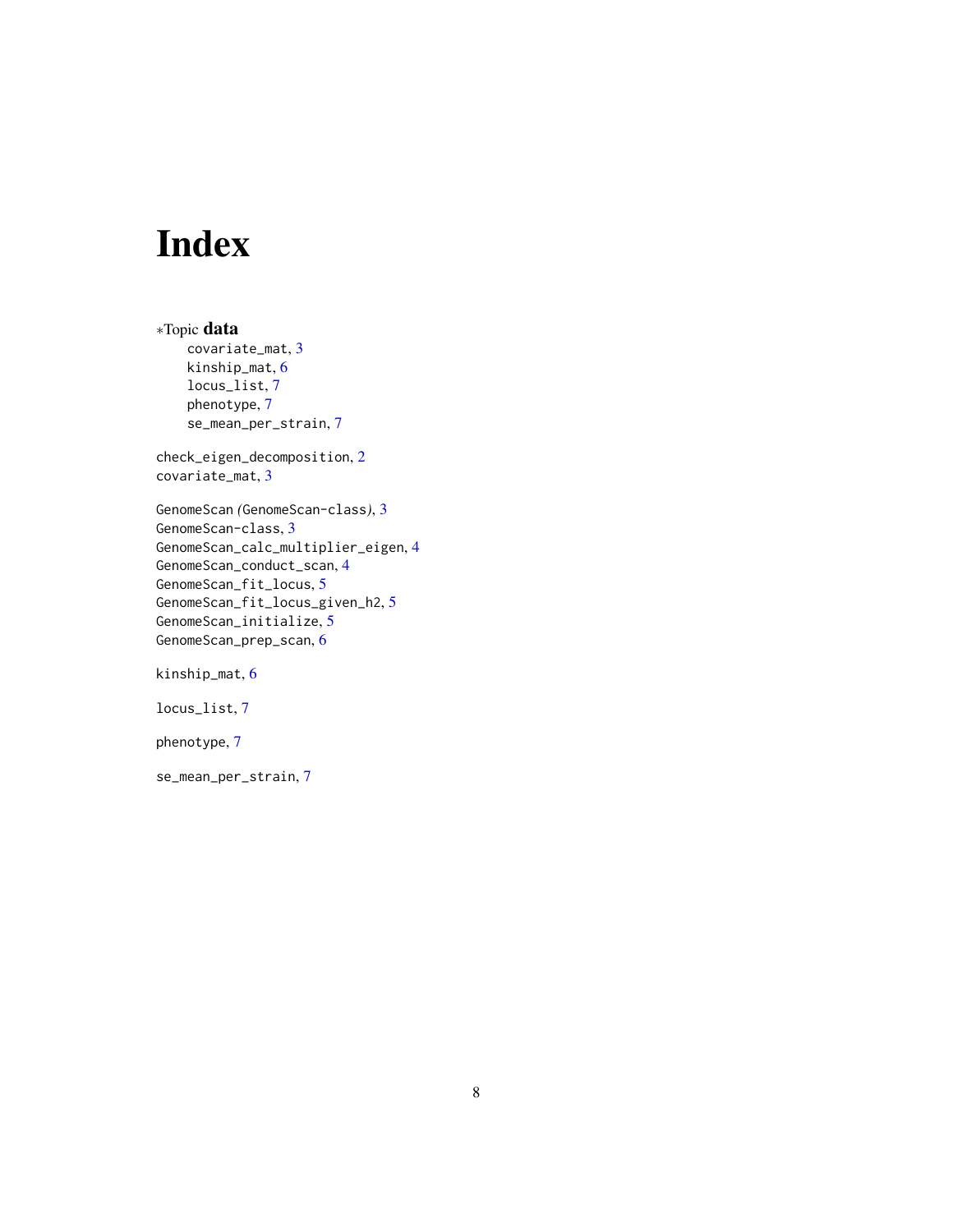# Index

*Topic **data**

- covariate_mat, 3
- kinship_mat, 6
- locus_list, 7
- phenotype, 7
- se_mean_per_strain, 7

check_eigen_decomposition, 2
covariate_mat, 3

GenomeScan *(*GenomeScan-class*)*, 3
GenomeScan-class, 3
GenomeScan_calc_multiplier_eigen, 4
GenomeScan_conduct_scan, 4
GenomeScan_fit_locus, 5
GenomeScan_fit_locus_given_h2, 5
GenomeScan_initialize, 5
GenomeScan_prep_scan, 6

kinship_mat, 6

locus_list, 7

phenotype, 7

se_mean_per_strain, 7